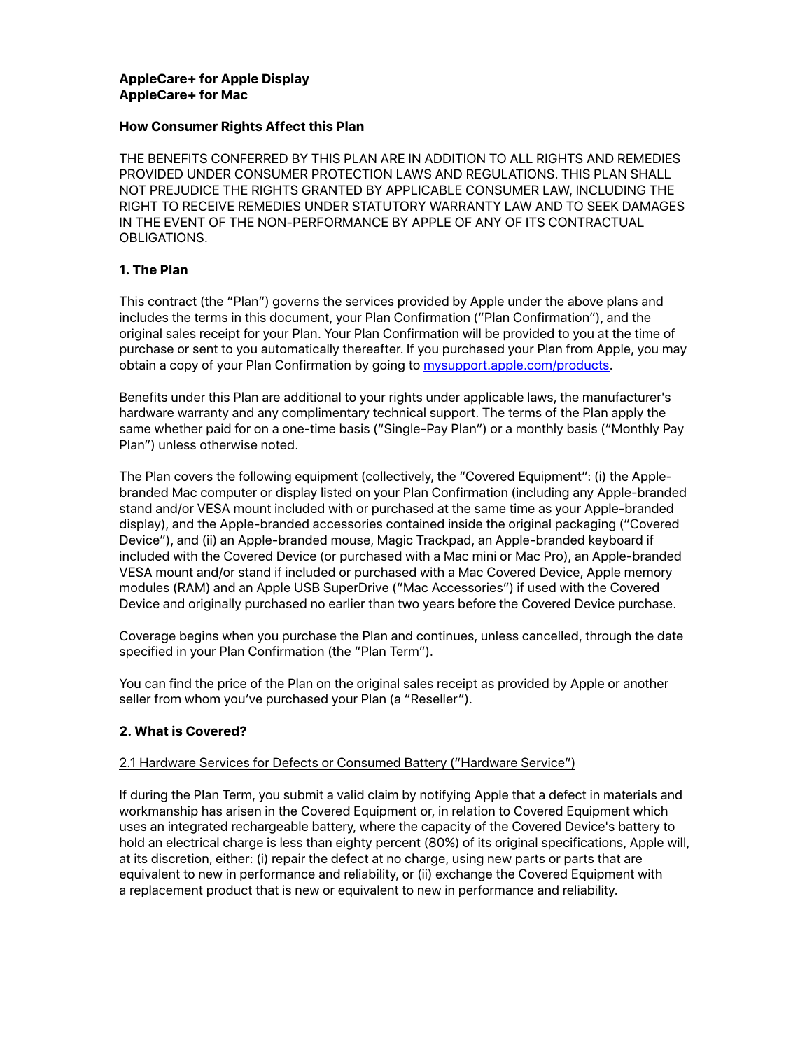**AppleCare+ for Apple Display**
**AppleCare+ for Mac**

**How Consumer Rights Affect this Plan**

THE BENEFITS CONFERRED BY THIS PLAN ARE IN ADDITION TO ALL RIGHTS AND REMEDIES PROVIDED UNDER CONSUMER PROTECTION LAWS AND REGULATIONS. THIS PLAN SHALL NOT PREJUDICE THE RIGHTS GRANTED BY APPLICABLE CONSUMER LAW, INCLUDING THE RIGHT TO RECEIVE REMEDIES UNDER STATUTORY WARRANTY LAW AND TO SEEK DAMAGES IN THE EVENT OF THE NON-PERFORMANCE BY APPLE OF ANY OF ITS CONTRACTUAL OBLIGATIONS.

## 1. The Plan

This contract (the "Plan") governs the services provided by Apple under the above plans and includes the terms in this document, your Plan Confirmation ("Plan Confirmation"), and the original sales receipt for your Plan. Your Plan Confirmation will be provided to you at the time of purchase or sent to you automatically thereafter. If you purchased your Plan from Apple, you may obtain a copy of your Plan Confirmation by going to [mysupport.apple.com/products](mysupport.apple.com/products).

Benefits under this Plan are additional to your rights under applicable laws, the manufacturer's hardware warranty and any complimentary technical support. The terms of the Plan apply the same whether paid for on a one-time basis ("Single-Pay Plan") or a monthly basis ("Monthly Pay Plan") unless otherwise noted.

The Plan covers the following equipment (collectively, the "Covered Equipment": (i) the Apple-branded Mac computer or display listed on your Plan Confirmation (including any Apple-branded stand and/or VESA mount included with or purchased at the same time as your Apple-branded display), and the Apple-branded accessories contained inside the original packaging ("Covered Device"), and (ii) an Apple-branded mouse, Magic Trackpad, an Apple-branded keyboard if included with the Covered Device (or purchased with a Mac mini or Mac Pro), an Apple-branded VESA mount and/or stand if included or purchased with a Mac Covered Device, Apple memory modules (RAM) and an Apple USB SuperDrive ("Mac Accessories") if used with the Covered Device and originally purchased no earlier than two years before the Covered Device purchase.

Coverage begins when you purchase the Plan and continues, unless cancelled, through the date specified in your Plan Confirmation (the "Plan Term").

You can find the price of the Plan on the original sales receipt as provided by Apple or another seller from whom you've purchased your Plan (a "Reseller").

## 2. What is Covered?

2.1 Hardware Services for Defects or Consumed Battery ("Hardware Service")

If during the Plan Term, you submit a valid claim by notifying Apple that a defect in materials and workmanship has arisen in the Covered Equipment or, in relation to Covered Equipment which uses an integrated rechargeable battery, where the capacity of the Covered Device's battery to hold an electrical charge is less than eighty percent (80%) of its original specifications, Apple will, at its discretion, either: (i) repair the defect at no charge, using new parts or parts that are equivalent to new in performance and reliability, or (ii) exchange the Covered Equipment with a replacement product that is new or equivalent to new in performance and reliability.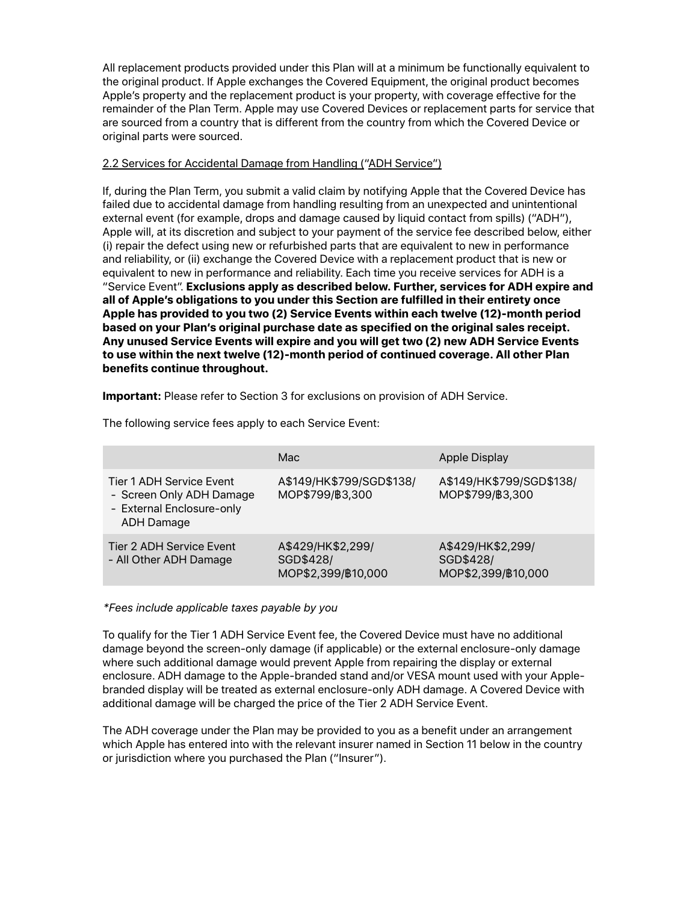All replacement products provided under this Plan will at a minimum be functionally equivalent to the original product. If Apple exchanges the Covered Equipment, the original product becomes Apple's property and the replacement product is your property, with coverage effective for the remainder of the Plan Term. Apple may use Covered Devices or replacement parts for service that are sourced from a country that is different from the country from which the Covered Device or original parts were sourced.

2.2 Services for Accidental Damage from Handling ("ADH Service")

If, during the Plan Term, you submit a valid claim by notifying Apple that the Covered Device has failed due to accidental damage from handling resulting from an unexpected and unintentional external event (for example, drops and damage caused by liquid contact from spills) ("ADH"), Apple will, at its discretion and subject to your payment of the service fee described below, either (i) repair the defect using new or refurbished parts that are equivalent to new in performance and reliability, or (ii) exchange the Covered Device with a replacement product that is new or equivalent to new in performance and reliability. Each time you receive services for ADH is a "Service Event". **Exclusions apply as described below. Further, services for ADH expire and all of Apple's obligations to you under this Section are fulfilled in their entirety once Apple has provided to you two (2) Service Events within each twelve (12)-month period based on your Plan's original purchase date as specified on the original sales receipt. Any unused Service Events will expire and you will get two (2) new ADH Service Events to use within the next twelve (12)-month period of continued coverage. All other Plan benefits continue throughout.**

**Important:** Please refer to Section 3 for exclusions on provision of ADH Service.

The following service fees apply to each Service Event:

| | Mac | Apple Display |
|---|---|---|
| Tier 1 ADH Service Event<br>- Screen Only ADH Damage<br>- External Enclosure-only ADH Damage | A$149/HK$799/SGD$138/ MOP$799/฿3,300 | A$149/HK$799/SGD$138/ MOP$799/฿3,300 |
| Tier 2 ADH Service Event<br>- All Other ADH Damage | A$429/HK$2,299/ SGD$428/ MOP$2,399/฿10,000 | A$429/HK$2,299/ SGD$428/ MOP$2,399/฿10,000 |

*\*Fees include applicable taxes payable by you*

To qualify for the Tier 1 ADH Service Event fee, the Covered Device must have no additional damage beyond the screen-only damage (if applicable) or the external enclosure-only damage where such additional damage would prevent Apple from repairing the display or external enclosure. ADH damage to the Apple-branded stand and/or VESA mount used with your Apple-branded display will be treated as external enclosure-only ADH damage. A Covered Device with additional damage will be charged the price of the Tier 2 ADH Service Event.

The ADH coverage under the Plan may be provided to you as a benefit under an arrangement which Apple has entered into with the relevant insurer named in Section 11 below in the country or jurisdiction where you purchased the Plan ("Insurer").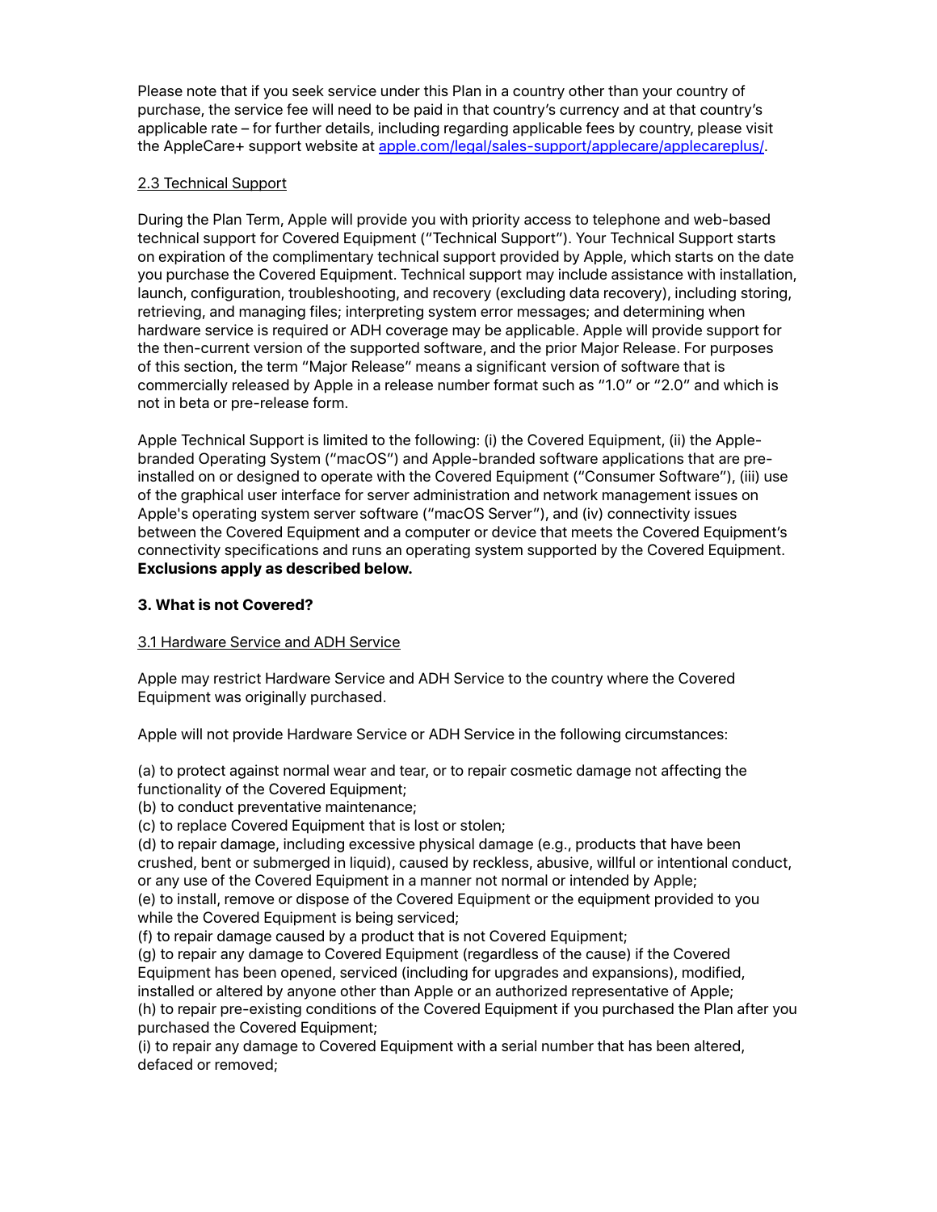Please note that if you seek service under this Plan in a country other than your country of purchase, the service fee will need to be paid in that country's currency and at that country's applicable rate – for further details, including regarding applicable fees by country, please visit the AppleCare+ support website at [apple.com/legal/sales-support/applecare/applecareplus/](https://apple.com/legal/sales-support/applecare/applecareplus/).

<u>2.3 Technical Support</u>

During the Plan Term, Apple will provide you with priority access to telephone and web-based technical support for Covered Equipment ("Technical Support"). Your Technical Support starts on expiration of the complimentary technical support provided by Apple, which starts on the date you purchase the Covered Equipment. Technical support may include assistance with installation, launch, configuration, troubleshooting, and recovery (excluding data recovery), including storing, retrieving, and managing files; interpreting system error messages; and determining when hardware service is required or ADH coverage may be applicable. Apple will provide support for the then-current version of the supported software, and the prior Major Release. For purposes of this section, the term "Major Release" means a significant version of software that is commercially released by Apple in a release number format such as "1.0" or "2.0" and which is not in beta or pre-release form.

Apple Technical Support is limited to the following: (i) the Covered Equipment, (ii) the Apple-branded Operating System ("macOS") and Apple-branded software applications that are pre-installed on or designed to operate with the Covered Equipment ("Consumer Software"), (iii) use of the graphical user interface for server administration and network management issues on Apple's operating system server software ("macOS Server"), and (iv) connectivity issues between the Covered Equipment and a computer or device that meets the Covered Equipment's connectivity specifications and runs an operating system supported by the Covered Equipment. **Exclusions apply as described below.**

## 3. What is not Covered?

<u>3.1 Hardware Service and ADH Service</u>

Apple may restrict Hardware Service and ADH Service to the country where the Covered Equipment was originally purchased.

Apple will not provide Hardware Service or ADH Service in the following circumstances:

(a) to protect against normal wear and tear, or to repair cosmetic damage not affecting the functionality of the Covered Equipment;
(b) to conduct preventative maintenance;
(c) to replace Covered Equipment that is lost or stolen;
(d) to repair damage, including excessive physical damage (e.g., products that have been crushed, bent or submerged in liquid), caused by reckless, abusive, willful or intentional conduct, or any use of the Covered Equipment in a manner not normal or intended by Apple;
(e) to install, remove or dispose of the Covered Equipment or the equipment provided to you while the Covered Equipment is being serviced;
(f) to repair damage caused by a product that is not Covered Equipment;
(g) to repair any damage to Covered Equipment (regardless of the cause) if the Covered Equipment has been opened, serviced (including for upgrades and expansions), modified, installed or altered by anyone other than Apple or an authorized representative of Apple;
(h) to repair pre-existing conditions of the Covered Equipment if you purchased the Plan after you purchased the Covered Equipment;
(i) to repair any damage to Covered Equipment with a serial number that has been altered, defaced or removed;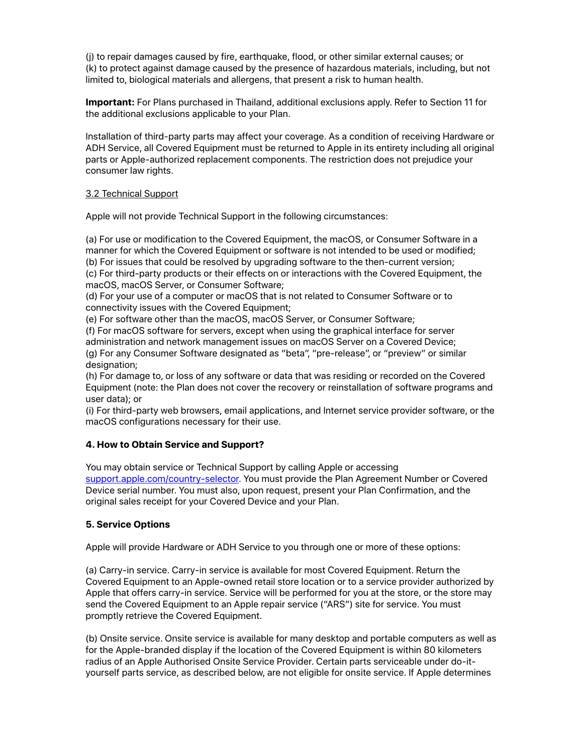(j) to repair damages caused by fire, earthquake, flood, or other similar external causes; or
(k) to protect against damage caused by the presence of hazardous materials, including, but not limited to, biological materials and allergens, that present a risk to human health.

**Important:** For Plans purchased in Thailand, additional exclusions apply. Refer to Section 11 for the additional exclusions applicable to your Plan.

Installation of third-party parts may affect your coverage. As a condition of receiving Hardware or ADH Service, all Covered Equipment must be returned to Apple in its entirety including all original parts or Apple-authorized replacement components. The restriction does not prejudice your consumer law rights.

3.2 Technical Support

Apple will not provide Technical Support in the following circumstances:

(a) For use or modification to the Covered Equipment, the macOS, or Consumer Software in a manner for which the Covered Equipment or software is not intended to be used or modified;
(b) For issues that could be resolved by upgrading software to the then-current version;
(c) For third-party products or their effects on or interactions with the Covered Equipment, the macOS, macOS Server, or Consumer Software;
(d) For your use of a computer or macOS that is not related to Consumer Software or to connectivity issues with the Covered Equipment;
(e) For software other than the macOS, macOS Server, or Consumer Software;
(f) For macOS software for servers, except when using the graphical interface for server administration and network management issues on macOS Server on a Covered Device;
(g) For any Consumer Software designated as "beta", "pre-release", or "preview" or similar designation;
(h) For damage to, or loss of any software or data that was residing or recorded on the Covered Equipment (note: the Plan does not cover the recovery or reinstallation of software programs and user data); or
(i) For third-party web browsers, email applications, and Internet service provider software, or the macOS configurations necessary for their use.

**4. How to Obtain Service and Support?**

You may obtain service or Technical Support by calling Apple or accessing support.apple.com/country-selector. You must provide the Plan Agreement Number or Covered Device serial number. You must also, upon request, present your Plan Confirmation, and the original sales receipt for your Covered Device and your Plan.

**5. Service Options**

Apple will provide Hardware or ADH Service to you through one or more of these options:

(a) Carry-in service. Carry-in service is available for most Covered Equipment. Return the Covered Equipment to an Apple-owned retail store location or to a service provider authorized by Apple that offers carry-in service. Service will be performed for you at the store, or the store may send the Covered Equipment to an Apple repair service ("ARS") site for service. You must promptly retrieve the Covered Equipment.

(b) Onsite service. Onsite service is available for many desktop and portable computers as well as for the Apple-branded display if the location of the Covered Equipment is within 80 kilometers radius of an Apple Authorised Onsite Service Provider. Certain parts serviceable under do-it-yourself parts service, as described below, are not eligible for onsite service. If Apple determines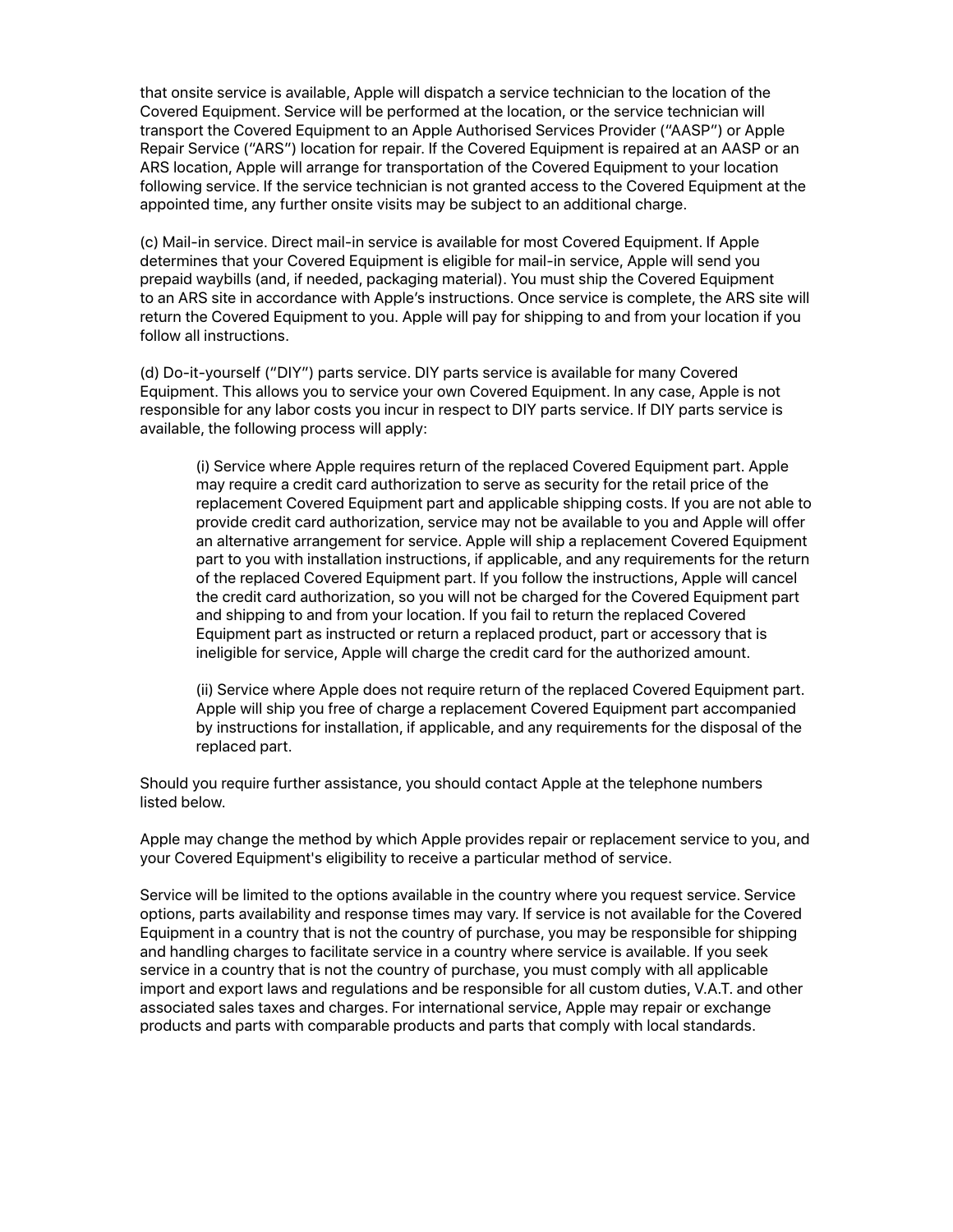that onsite service is available, Apple will dispatch a service technician to the location of the Covered Equipment. Service will be performed at the location, or the service technician will transport the Covered Equipment to an Apple Authorised Services Provider ("AASP") or Apple Repair Service ("ARS") location for repair. If the Covered Equipment is repaired at an AASP or an ARS location, Apple will arrange for transportation of the Covered Equipment to your location following service. If the service technician is not granted access to the Covered Equipment at the appointed time, any further onsite visits may be subject to an additional charge.

(c) Mail-in service. Direct mail-in service is available for most Covered Equipment. If Apple determines that your Covered Equipment is eligible for mail-in service, Apple will send you prepaid waybills (and, if needed, packaging material). You must ship the Covered Equipment to an ARS site in accordance with Apple's instructions. Once service is complete, the ARS site will return the Covered Equipment to you. Apple will pay for shipping to and from your location if you follow all instructions.

(d) Do-it-yourself ("DIY") parts service. DIY parts service is available for many Covered Equipment. This allows you to service your own Covered Equipment. In any case, Apple is not responsible for any labor costs you incur in respect to DIY parts service. If DIY parts service is available, the following process will apply:

> (i) Service where Apple requires return of the replaced Covered Equipment part. Apple may require a credit card authorization to serve as security for the retail price of the replacement Covered Equipment part and applicable shipping costs. If you are not able to provide credit card authorization, service may not be available to you and Apple will offer an alternative arrangement for service. Apple will ship a replacement Covered Equipment part to you with installation instructions, if applicable, and any requirements for the return of the replaced Covered Equipment part. If you follow the instructions, Apple will cancel the credit card authorization, so you will not be charged for the Covered Equipment part and shipping to and from your location. If you fail to return the replaced Covered Equipment part as instructed or return a replaced product, part or accessory that is ineligible for service, Apple will charge the credit card for the authorized amount.
>
> (ii) Service where Apple does not require return of the replaced Covered Equipment part. Apple will ship you free of charge a replacement Covered Equipment part accompanied by instructions for installation, if applicable, and any requirements for the disposal of the replaced part.

Should you require further assistance, you should contact Apple at the telephone numbers listed below.

Apple may change the method by which Apple provides repair or replacement service to you, and your Covered Equipment's eligibility to receive a particular method of service.

Service will be limited to the options available in the country where you request service. Service options, parts availability and response times may vary. If service is not available for the Covered Equipment in a country that is not the country of purchase, you may be responsible for shipping and handling charges to facilitate service in a country where service is available. If you seek service in a country that is not the country of purchase, you must comply with all applicable import and export laws and regulations and be responsible for all custom duties, V.A.T. and other associated sales taxes and charges. For international service, Apple may repair or exchange products and parts with comparable products and parts that comply with local standards.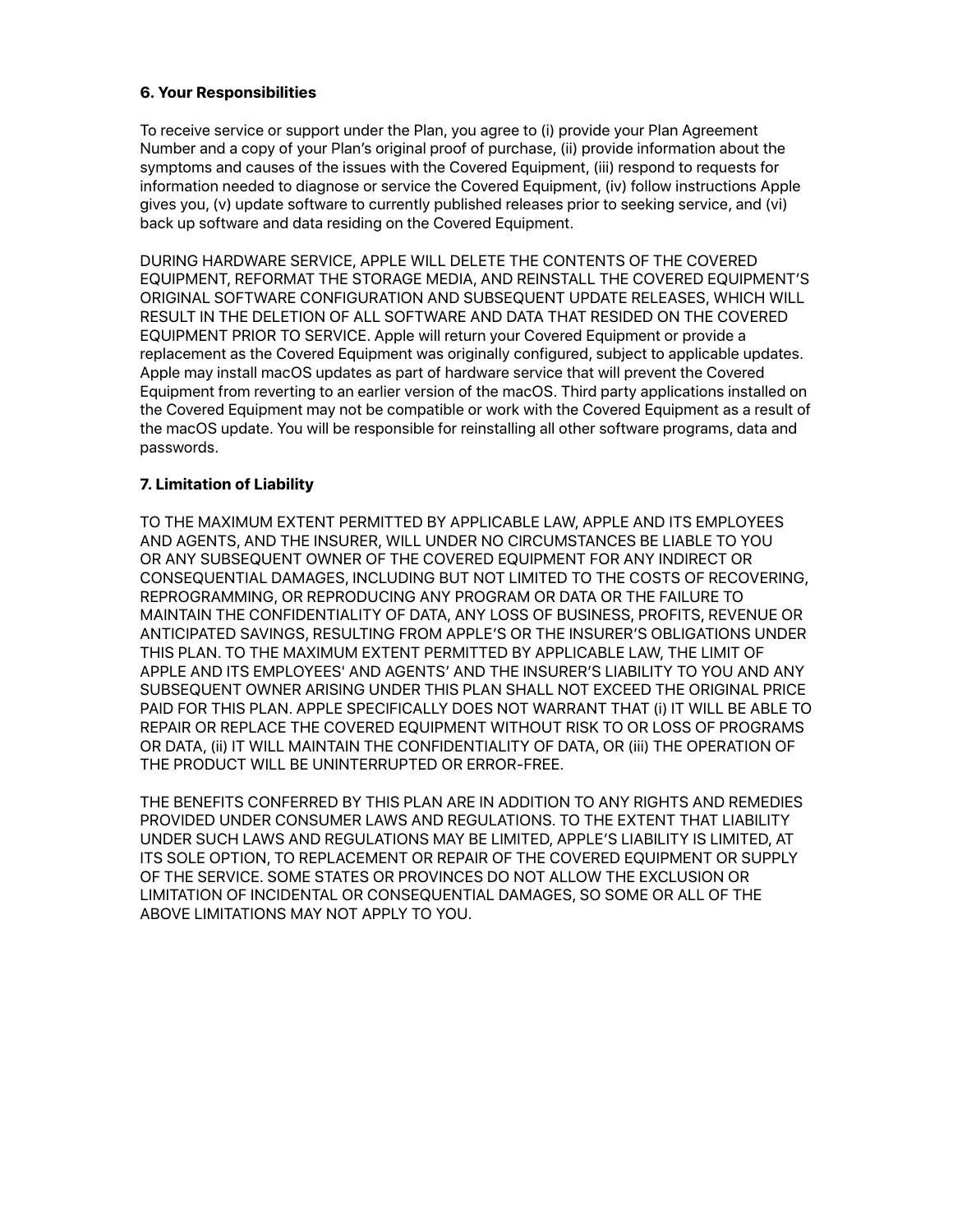### 6. Your Responsibilities

To receive service or support under the Plan, you agree to (i) provide your Plan Agreement Number and a copy of your Plan's original proof of purchase, (ii) provide information about the symptoms and causes of the issues with the Covered Equipment, (iii) respond to requests for information needed to diagnose or service the Covered Equipment, (iv) follow instructions Apple gives you, (v) update software to currently published releases prior to seeking service, and (vi) back up software and data residing on the Covered Equipment.

DURING HARDWARE SERVICE, APPLE WILL DELETE THE CONTENTS OF THE COVERED EQUIPMENT, REFORMAT THE STORAGE MEDIA, AND REINSTALL THE COVERED EQUIPMENT'S ORIGINAL SOFTWARE CONFIGURATION AND SUBSEQUENT UPDATE RELEASES, WHICH WILL RESULT IN THE DELETION OF ALL SOFTWARE AND DATA THAT RESIDED ON THE COVERED EQUIPMENT PRIOR TO SERVICE. Apple will return your Covered Equipment or provide a replacement as the Covered Equipment was originally configured, subject to applicable updates. Apple may install macOS updates as part of hardware service that will prevent the Covered Equipment from reverting to an earlier version of the macOS. Third party applications installed on the Covered Equipment may not be compatible or work with the Covered Equipment as a result of the macOS update. You will be responsible for reinstalling all other software programs, data and passwords.

### 7. Limitation of Liability

TO THE MAXIMUM EXTENT PERMITTED BY APPLICABLE LAW, APPLE AND ITS EMPLOYEES AND AGENTS, AND THE INSURER, WILL UNDER NO CIRCUMSTANCES BE LIABLE TO YOU OR ANY SUBSEQUENT OWNER OF THE COVERED EQUIPMENT FOR ANY INDIRECT OR CONSEQUENTIAL DAMAGES, INCLUDING BUT NOT LIMITED TO THE COSTS OF RECOVERING, REPROGRAMMING, OR REPRODUCING ANY PROGRAM OR DATA OR THE FAILURE TO MAINTAIN THE CONFIDENTIALITY OF DATA, ANY LOSS OF BUSINESS, PROFITS, REVENUE OR ANTICIPATED SAVINGS, RESULTING FROM APPLE'S OR THE INSURER'S OBLIGATIONS UNDER THIS PLAN. TO THE MAXIMUM EXTENT PERMITTED BY APPLICABLE LAW, THE LIMIT OF APPLE AND ITS EMPLOYEES' AND AGENTS' AND THE INSURER'S LIABILITY TO YOU AND ANY SUBSEQUENT OWNER ARISING UNDER THIS PLAN SHALL NOT EXCEED THE ORIGINAL PRICE PAID FOR THIS PLAN. APPLE SPECIFICALLY DOES NOT WARRANT THAT (i) IT WILL BE ABLE TO REPAIR OR REPLACE THE COVERED EQUIPMENT WITHOUT RISK TO OR LOSS OF PROGRAMS OR DATA, (ii) IT WILL MAINTAIN THE CONFIDENTIALITY OF DATA, OR (iii) THE OPERATION OF THE PRODUCT WILL BE UNINTERRUPTED OR ERROR-FREE.

THE BENEFITS CONFERRED BY THIS PLAN ARE IN ADDITION TO ANY RIGHTS AND REMEDIES PROVIDED UNDER CONSUMER LAWS AND REGULATIONS. TO THE EXTENT THAT LIABILITY UNDER SUCH LAWS AND REGULATIONS MAY BE LIMITED, APPLE'S LIABILITY IS LIMITED, AT ITS SOLE OPTION, TO REPLACEMENT OR REPAIR OF THE COVERED EQUIPMENT OR SUPPLY OF THE SERVICE. SOME STATES OR PROVINCES DO NOT ALLOW THE EXCLUSION OR LIMITATION OF INCIDENTAL OR CONSEQUENTIAL DAMAGES, SO SOME OR ALL OF THE ABOVE LIMITATIONS MAY NOT APPLY TO YOU.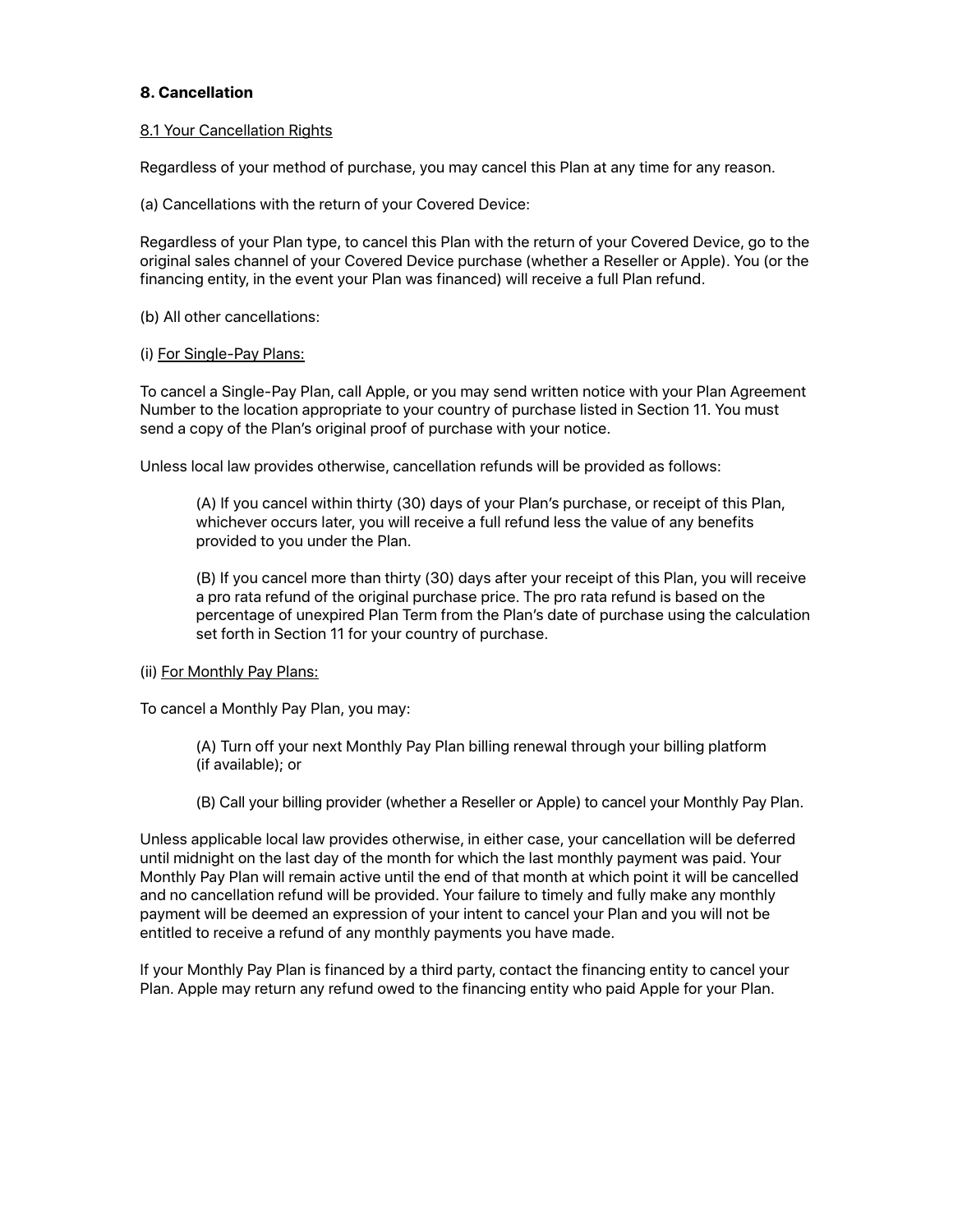## 8. Cancellation

8.1 Your Cancellation Rights

Regardless of your method of purchase, you may cancel this Plan at any time for any reason.

(a) Cancellations with the return of your Covered Device:

Regardless of your Plan type, to cancel this Plan with the return of your Covered Device, go to the original sales channel of your Covered Device purchase (whether a Reseller or Apple). You (or the financing entity, in the event your Plan was financed) will receive a full Plan refund.

(b) All other cancellations:

(i) For Single-Pay Plans:

To cancel a Single-Pay Plan, call Apple, or you may send written notice with your Plan Agreement Number to the location appropriate to your country of purchase listed in Section 11. You must send a copy of the Plan's original proof of purchase with your notice.

Unless local law provides otherwise, cancellation refunds will be provided as follows:

> (A) If you cancel within thirty (30) days of your Plan's purchase, or receipt of this Plan, whichever occurs later, you will receive a full refund less the value of any benefits provided to you under the Plan.
>
> (B) If you cancel more than thirty (30) days after your receipt of this Plan, you will receive a pro rata refund of the original purchase price. The pro rata refund is based on the percentage of unexpired Plan Term from the Plan's date of purchase using the calculation set forth in Section 11 for your country of purchase.

(ii) For Monthly Pay Plans:

To cancel a Monthly Pay Plan, you may:

> (A) Turn off your next Monthly Pay Plan billing renewal through your billing platform (if available); or
>
> (B) Call your billing provider (whether a Reseller or Apple) to cancel your Monthly Pay Plan.

Unless applicable local law provides otherwise, in either case, your cancellation will be deferred until midnight on the last day of the month for which the last monthly payment was paid. Your Monthly Pay Plan will remain active until the end of that month at which point it will be cancelled and no cancellation refund will be provided. Your failure to timely and fully make any monthly payment will be deemed an expression of your intent to cancel your Plan and you will not be entitled to receive a refund of any monthly payments you have made.

If your Monthly Pay Plan is financed by a third party, contact the financing entity to cancel your Plan. Apple may return any refund owed to the financing entity who paid Apple for your Plan.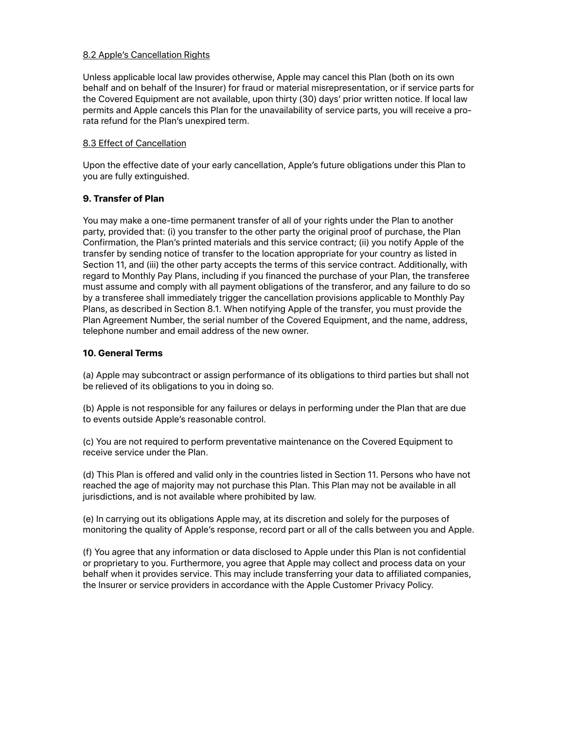8.2 Apple's Cancellation Rights

Unless applicable local law provides otherwise, Apple may cancel this Plan (both on its own behalf and on behalf of the Insurer) for fraud or material misrepresentation, or if service parts for the Covered Equipment are not available, upon thirty (30) days' prior written notice. If local law permits and Apple cancels this Plan for the unavailability of service parts, you will receive a pro-rata refund for the Plan's unexpired term.

8.3 Effect of Cancellation

Upon the effective date of your early cancellation, Apple's future obligations under this Plan to you are fully extinguished.

**9. Transfer of Plan**

You may make a one-time permanent transfer of all of your rights under the Plan to another party, provided that: (i) you transfer to the other party the original proof of purchase, the Plan Confirmation, the Plan's printed materials and this service contract; (ii) you notify Apple of the transfer by sending notice of transfer to the location appropriate for your country as listed in Section 11, and (iii) the other party accepts the terms of this service contract. Additionally, with regard to Monthly Pay Plans, including if you financed the purchase of your Plan, the transferee must assume and comply with all payment obligations of the transferor, and any failure to do so by a transferee shall immediately trigger the cancellation provisions applicable to Monthly Pay Plans, as described in Section 8.1. When notifying Apple of the transfer, you must provide the Plan Agreement Number, the serial number of the Covered Equipment, and the name, address, telephone number and email address of the new owner.

**10. General Terms**

(a) Apple may subcontract or assign performance of its obligations to third parties but shall not be relieved of its obligations to you in doing so.

(b) Apple is not responsible for any failures or delays in performing under the Plan that are due to events outside Apple's reasonable control.

(c) You are not required to perform preventative maintenance on the Covered Equipment to receive service under the Plan.

(d) This Plan is offered and valid only in the countries listed in Section 11. Persons who have not reached the age of majority may not purchase this Plan. This Plan may not be available in all jurisdictions, and is not available where prohibited by law.

(e) In carrying out its obligations Apple may, at its discretion and solely for the purposes of monitoring the quality of Apple's response, record part or all of the calls between you and Apple.

(f) You agree that any information or data disclosed to Apple under this Plan is not confidential or proprietary to you. Furthermore, you agree that Apple may collect and process data on your behalf when it provides service. This may include transferring your data to affiliated companies, the Insurer or service providers in accordance with the Apple Customer Privacy Policy.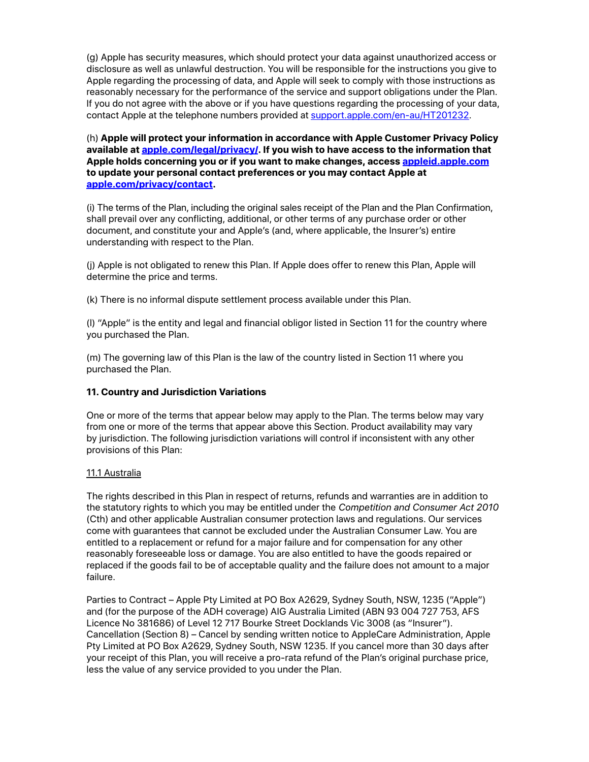(g) Apple has security measures, which should protect your data against unauthorized access or disclosure as well as unlawful destruction. You will be responsible for the instructions you give to Apple regarding the processing of data, and Apple will seek to comply with those instructions as reasonably necessary for the performance of the service and support obligations under the Plan. If you do not agree with the above or if you have questions regarding the processing of your data, contact Apple at the telephone numbers provided at [support.apple.com/en-au/HT201232](support.apple.com/en-au/HT201232).

(h) **Apple will protect your information in accordance with Apple Customer Privacy Policy available at [apple.com/legal/privacy/](apple.com/legal/privacy/). If you wish to have access to the information that Apple holds concerning you or if you want to make changes, access [appleid.apple.com](appleid.apple.com) to update your personal contact preferences or you may contact Apple at [apple.com/privacy/contact](apple.com/privacy/contact).**

(i) The terms of the Plan, including the original sales receipt of the Plan and the Plan Confirmation, shall prevail over any conflicting, additional, or other terms of any purchase order or other document, and constitute your and Apple's (and, where applicable, the Insurer's) entire understanding with respect to the Plan.

(j) Apple is not obligated to renew this Plan. If Apple does offer to renew this Plan, Apple will determine the price and terms.

(k) There is no informal dispute settlement process available under this Plan.

(l) "Apple" is the entity and legal and financial obligor listed in Section 11 for the country where you purchased the Plan.

(m) The governing law of this Plan is the law of the country listed in Section 11 where you purchased the Plan.

### 11. Country and Jurisdiction Variations

One or more of the terms that appear below may apply to the Plan. The terms below may vary from one or more of the terms that appear above this Section. Product availability may vary by jurisdiction. The following jurisdiction variations will control if inconsistent with any other provisions of this Plan:

<u>11.1 Australia</u>

The rights described in this Plan in respect of returns, refunds and warranties are in addition to the statutory rights to which you may be entitled under the *Competition and Consumer Act 2010* (Cth) and other applicable Australian consumer protection laws and regulations. Our services come with guarantees that cannot be excluded under the Australian Consumer Law. You are entitled to a replacement or refund for a major failure and for compensation for any other reasonably foreseeable loss or damage. You are also entitled to have the goods repaired or replaced if the goods fail to be of acceptable quality and the failure does not amount to a major failure.

Parties to Contract – Apple Pty Limited at PO Box A2629, Sydney South, NSW, 1235 ("Apple") and (for the purpose of the ADH coverage) AIG Australia Limited (ABN 93 004 727 753, AFS Licence No 381686) of Level 12 717 Bourke Street Docklands Vic 3008 (as "Insurer").
Cancellation (Section 8) – Cancel by sending written notice to AppleCare Administration, Apple Pty Limited at PO Box A2629, Sydney South, NSW 1235. If you cancel more than 30 days after your receipt of this Plan, you will receive a pro-rata refund of the Plan's original purchase price, less the value of any service provided to you under the Plan.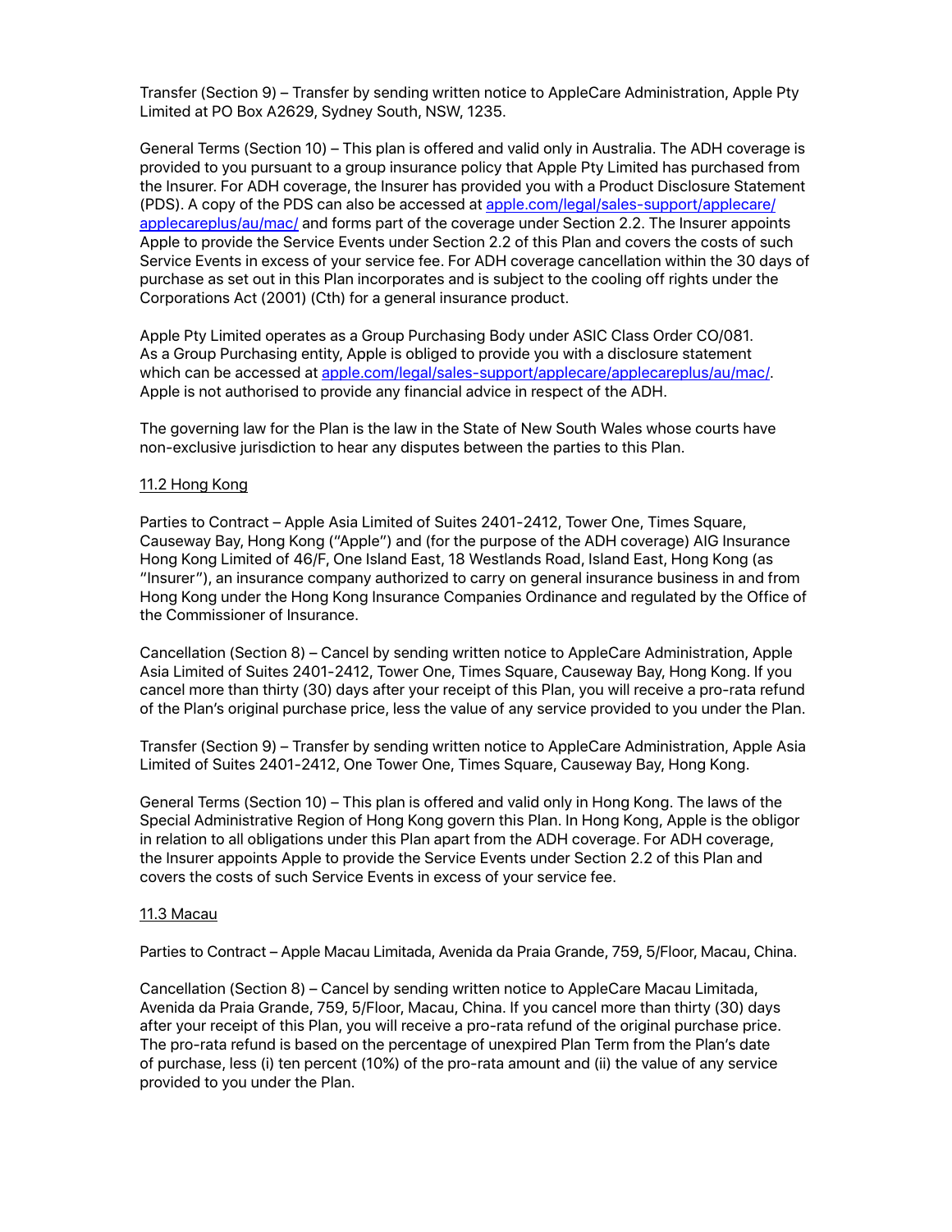Transfer (Section 9) – Transfer by sending written notice to AppleCare Administration, Apple Pty Limited at PO Box A2629, Sydney South, NSW, 1235.

General Terms (Section 10) – This plan is offered and valid only in Australia. The ADH coverage is provided to you pursuant to a group insurance policy that Apple Pty Limited has purchased from the Insurer. For ADH coverage, the Insurer has provided you with a Product Disclosure Statement (PDS). A copy of the PDS can also be accessed at [apple.com/legal/sales-support/applecare/applecareplus/au/mac/](apple.com/legal/sales-support/applecare/applecareplus/au/mac/) and forms part of the coverage under Section 2.2. The Insurer appoints Apple to provide the Service Events under Section 2.2 of this Plan and covers the costs of such Service Events in excess of your service fee. For ADH coverage cancellation within the 30 days of purchase as set out in this Plan incorporates and is subject to the cooling off rights under the Corporations Act (2001) (Cth) for a general insurance product.

Apple Pty Limited operates as a Group Purchasing Body under ASIC Class Order CO/081. As a Group Purchasing entity, Apple is obliged to provide you with a disclosure statement which can be accessed at [apple.com/legal/sales-support/applecare/applecareplus/au/mac/](apple.com/legal/sales-support/applecare/applecareplus/au/mac/). Apple is not authorised to provide any financial advice in respect of the ADH.

The governing law for the Plan is the law in the State of New South Wales whose courts have non-exclusive jurisdiction to hear any disputes between the parties to this Plan.

<u>11.2 Hong Kong</u>

Parties to Contract – Apple Asia Limited of Suites 2401-2412, Tower One, Times Square, Causeway Bay, Hong Kong ("Apple") and (for the purpose of the ADH coverage) AIG Insurance Hong Kong Limited of 46/F, One Island East, 18 Westlands Road, Island East, Hong Kong (as "Insurer"), an insurance company authorized to carry on general insurance business in and from Hong Kong under the Hong Kong Insurance Companies Ordinance and regulated by the Office of the Commissioner of Insurance.

Cancellation (Section 8) – Cancel by sending written notice to AppleCare Administration, Apple Asia Limited of Suites 2401-2412, Tower One, Times Square, Causeway Bay, Hong Kong. If you cancel more than thirty (30) days after your receipt of this Plan, you will receive a pro-rata refund of the Plan's original purchase price, less the value of any service provided to you under the Plan.

Transfer (Section 9) – Transfer by sending written notice to AppleCare Administration, Apple Asia Limited of Suites 2401-2412, One Tower One, Times Square, Causeway Bay, Hong Kong.

General Terms (Section 10) – This plan is offered and valid only in Hong Kong. The laws of the Special Administrative Region of Hong Kong govern this Plan. In Hong Kong, Apple is the obligor in relation to all obligations under this Plan apart from the ADH coverage. For ADH coverage, the Insurer appoints Apple to provide the Service Events under Section 2.2 of this Plan and covers the costs of such Service Events in excess of your service fee.

<u>11.3 Macau</u>

Parties to Contract – Apple Macau Limitada, Avenida da Praia Grande, 759, 5/Floor, Macau, China.

Cancellation (Section 8) – Cancel by sending written notice to AppleCare Macau Limitada, Avenida da Praia Grande, 759, 5/Floor, Macau, China. If you cancel more than thirty (30) days after your receipt of this Plan, you will receive a pro-rata refund of the original purchase price. The pro-rata refund is based on the percentage of unexpired Plan Term from the Plan's date of purchase, less (i) ten percent (10%) of the pro-rata amount and (ii) the value of any service provided to you under the Plan.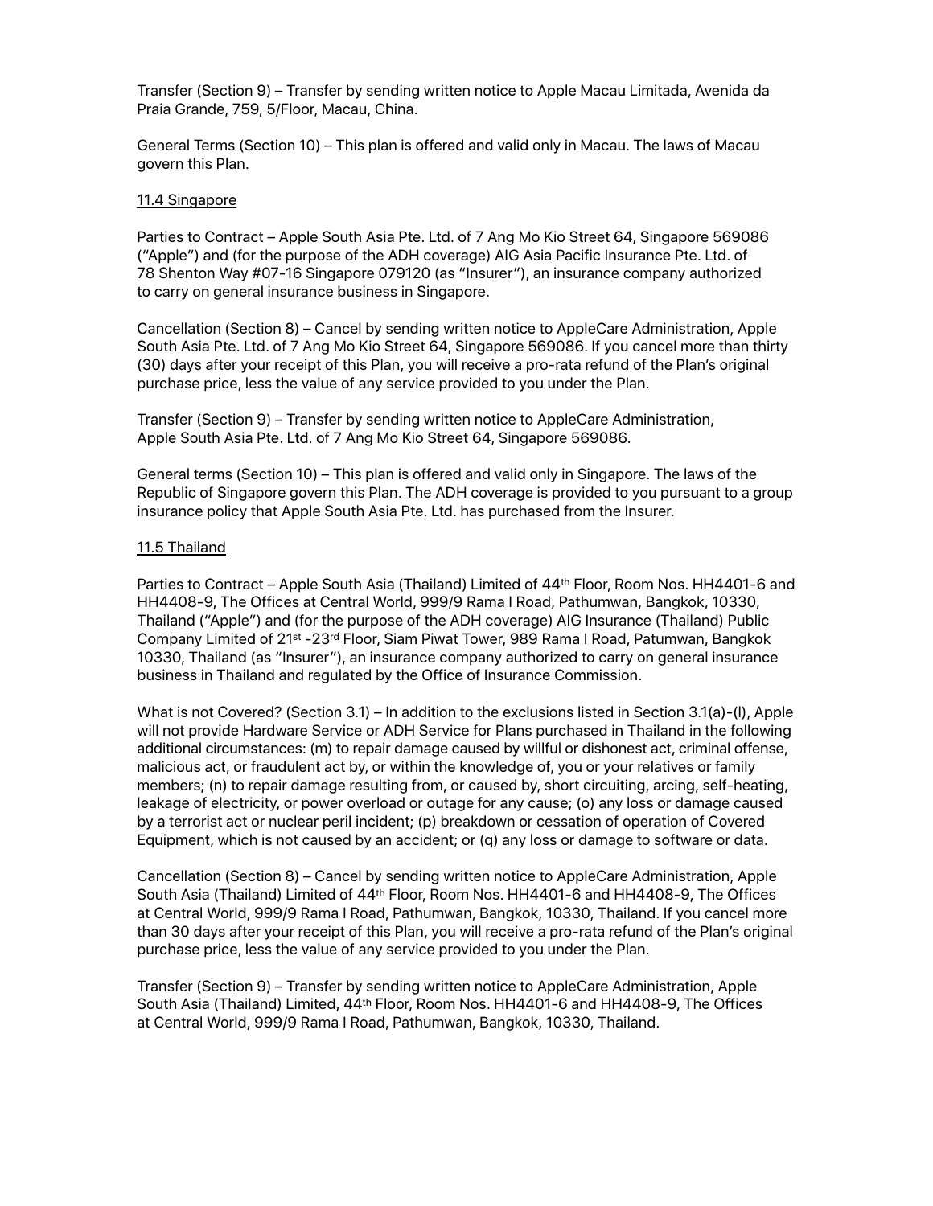Transfer (Section 9) – Transfer by sending written notice to Apple Macau Limitada, Avenida da Praia Grande, 759, 5/Floor, Macau, China.

General Terms (Section 10) – This plan is offered and valid only in Macau. The laws of Macau govern this Plan.

11.4 Singapore

Parties to Contract – Apple South Asia Pte. Ltd. of 7 Ang Mo Kio Street 64, Singapore 569086 ("Apple") and (for the purpose of the ADH coverage) AIG Asia Pacific Insurance Pte. Ltd. of 78 Shenton Way #07-16 Singapore 079120 (as "Insurer"), an insurance company authorized to carry on general insurance business in Singapore.

Cancellation (Section 8) – Cancel by sending written notice to AppleCare Administration, Apple South Asia Pte. Ltd. of 7 Ang Mo Kio Street 64, Singapore 569086. If you cancel more than thirty (30) days after your receipt of this Plan, you will receive a pro-rata refund of the Plan's original purchase price, less the value of any service provided to you under the Plan.

Transfer (Section 9) – Transfer by sending written notice to AppleCare Administration, Apple South Asia Pte. Ltd. of 7 Ang Mo Kio Street 64, Singapore 569086.

General terms (Section 10) – This plan is offered and valid only in Singapore. The laws of the Republic of Singapore govern this Plan. The ADH coverage is provided to you pursuant to a group insurance policy that Apple South Asia Pte. Ltd. has purchased from the Insurer.

11.5 Thailand

Parties to Contract – Apple South Asia (Thailand) Limited of 44th Floor, Room Nos. HH4401-6 and HH4408-9, The Offices at Central World, 999/9 Rama I Road, Pathumwan, Bangkok, 10330, Thailand ("Apple") and (for the purpose of the ADH coverage) AIG Insurance (Thailand) Public Company Limited of 21st -23rd Floor, Siam Piwat Tower, 989 Rama I Road, Patumwan, Bangkok 10330, Thailand (as "Insurer"), an insurance company authorized to carry on general insurance business in Thailand and regulated by the Office of Insurance Commission.

What is not Covered? (Section 3.1) – In addition to the exclusions listed in Section 3.1(a)-(l), Apple will not provide Hardware Service or ADH Service for Plans purchased in Thailand in the following additional circumstances: (m) to repair damage caused by willful or dishonest act, criminal offense, malicious act, or fraudulent act by, or within the knowledge of, you or your relatives or family members; (n) to repair damage resulting from, or caused by, short circuiting, arcing, self-heating, leakage of electricity, or power overload or outage for any cause; (o) any loss or damage caused by a terrorist act or nuclear peril incident; (p) breakdown or cessation of operation of Covered Equipment, which is not caused by an accident; or (q) any loss or damage to software or data.

Cancellation (Section 8) – Cancel by sending written notice to AppleCare Administration, Apple South Asia (Thailand) Limited of 44th Floor, Room Nos. HH4401-6 and HH4408-9, The Offices at Central World, 999/9 Rama I Road, Pathumwan, Bangkok, 10330, Thailand. If you cancel more than 30 days after your receipt of this Plan, you will receive a pro-rata refund of the Plan's original purchase price, less the value of any service provided to you under the Plan.

Transfer (Section 9) – Transfer by sending written notice to AppleCare Administration, Apple South Asia (Thailand) Limited, 44th Floor, Room Nos. HH4401-6 and HH4408-9, The Offices at Central World, 999/9 Rama I Road, Pathumwan, Bangkok, 10330, Thailand.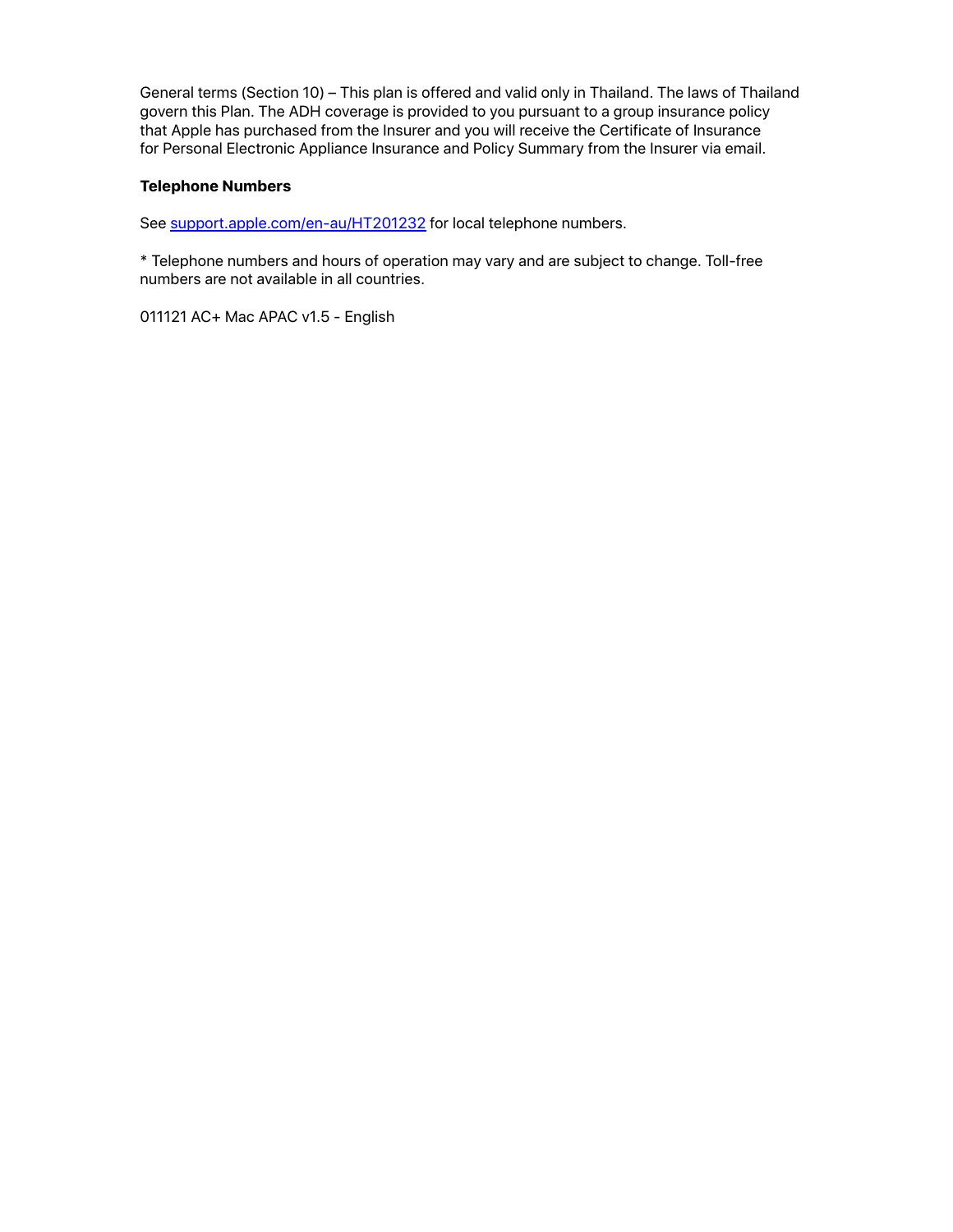General terms (Section 10) – This plan is offered and valid only in Thailand. The laws of Thailand govern this Plan. The ADH coverage is provided to you pursuant to a group insurance policy that Apple has purchased from the Insurer and you will receive the Certificate of Insurance for Personal Electronic Appliance Insurance and Policy Summary from the Insurer via email.

**Telephone Numbers**

See [support.apple.com/en-au/HT201232](support.apple.com/en-au/HT201232) for local telephone numbers.

* Telephone numbers and hours of operation may vary and are subject to change. Toll-free numbers are not available in all countries.

011121 AC+ Mac APAC v1.5 - English